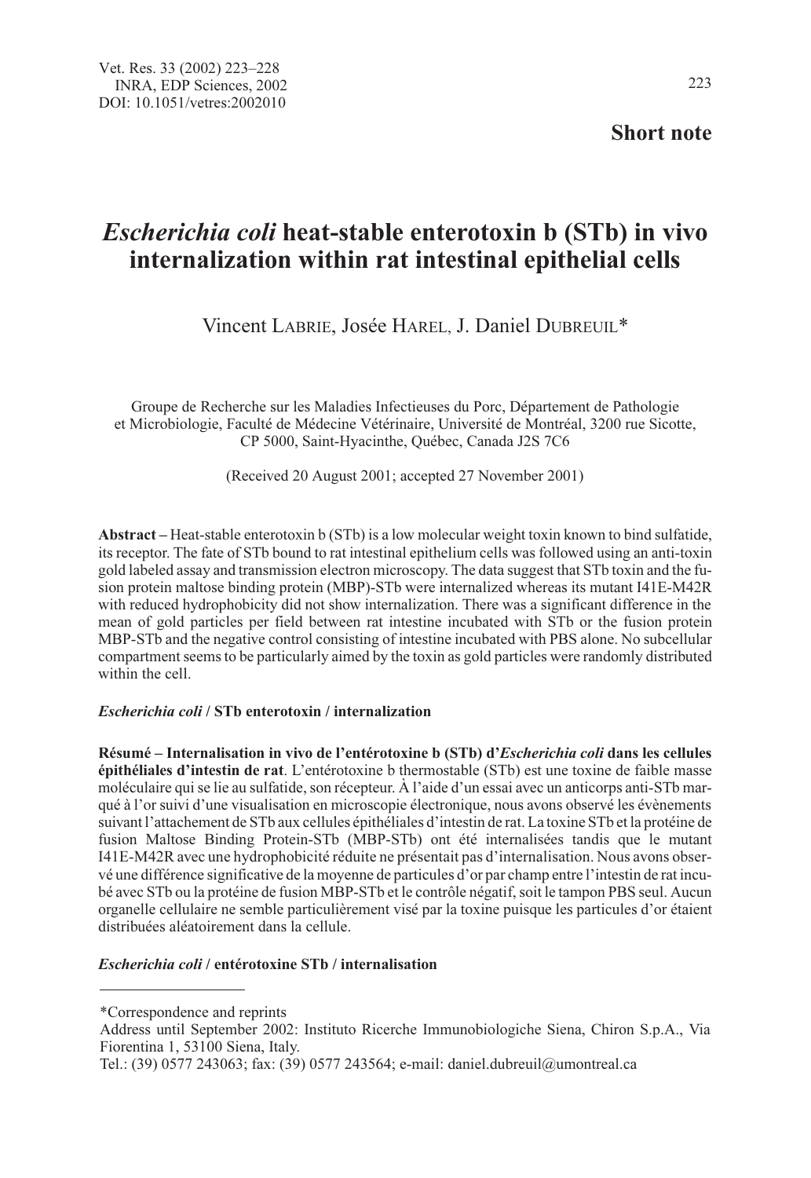**Short note**

# *Escherichia coli* heat-stable enterotoxin b (STb) in vivo internalization within rat intestinal epithelial cells

Vincent LABRIE, Josée HAREL, J. Daniel DUBREUIL*

Groupe de Recherche sur les Maladies Infectieuses du Porc, Département de Pathologie et Microbiologie, Faculté de Médecine Vétérinaire, Université de Montréal, 3200 rue Sicotte, CP 5000, Saint-Hyacinthe, Québec, Canada J2S 7C6

(Received 20 August 2001; accepted 27 November 2001)

**Abstract –** Heat-stable enterotoxin b (STb) is a low molecular weight toxin known to bind sulfatide, its receptor. The fate of STb bound to rat intestinal epithelium cells was followed using an anti-toxin gold labeled assay and transmission electron microscopy. The data suggest that STb toxin and the fusion protein maltose binding protein (MBP)-STb were internalized whereas its mutant I41E-M42R with reduced hydrophobicity did not show internalization. There was a significant difference in the mean of gold particles per field between rat intestine incubated with STb or the fusion protein MBP-STb and the negative control consisting of intestine incubated with PBS alone. No subcellular compartment seems to be particularly aimed by the toxin as gold particles were randomly distributed within the cell.

***Escherichia coli* / STb enterotoxin / internalization**

**Résumé – Internalisation in vivo de l'entérotoxine b (STb) d'*Escherichia coli* dans les cellules épithéliales d'intestin de rat**. L'entérotoxine b thermostable (STb) est une toxine de faible masse moléculaire qui se lie au sulfatide, son récepteur. À l'aide d'un essai avec un anticorps anti-STb marqué à l'or suivi d'une visualisation en microscopie électronique, nous avons observé les évènements suivant l'attachement de STb aux cellules épithéliales d'intestin de rat. La toxine STb et la protéine de fusion Maltose Binding Protein-STb (MBP-STb) ont été internalisées tandis que le mutant I41E-M42R avec une hydrophobicité réduite ne présentait pas d'internalisation. Nous avons observé une différence significative de la moyenne de particules d'or par champ entre l'intestin de rat incubé avec STb ou la protéine de fusion MBP-STb et le contrôle négatif, soit le tampon PBS seul. Aucun organelle cellulaire ne semble particulièrement visé par la toxine puisque les particules d'or étaient distribuées aléatoirement dans la cellule.

***Escherichia coli* / entérotoxine STb / internalisation**

---

*Correspondence and reprints
Address until September 2002: Instituto Ricerche Immunobiologiche Siena, Chiron S.p.A., Via Fiorentina 1, 53100 Siena, Italy.
Tel.: (39) 0577 243063; fax: (39) 0577 243564; e-mail: daniel.dubreuil@umontreal.ca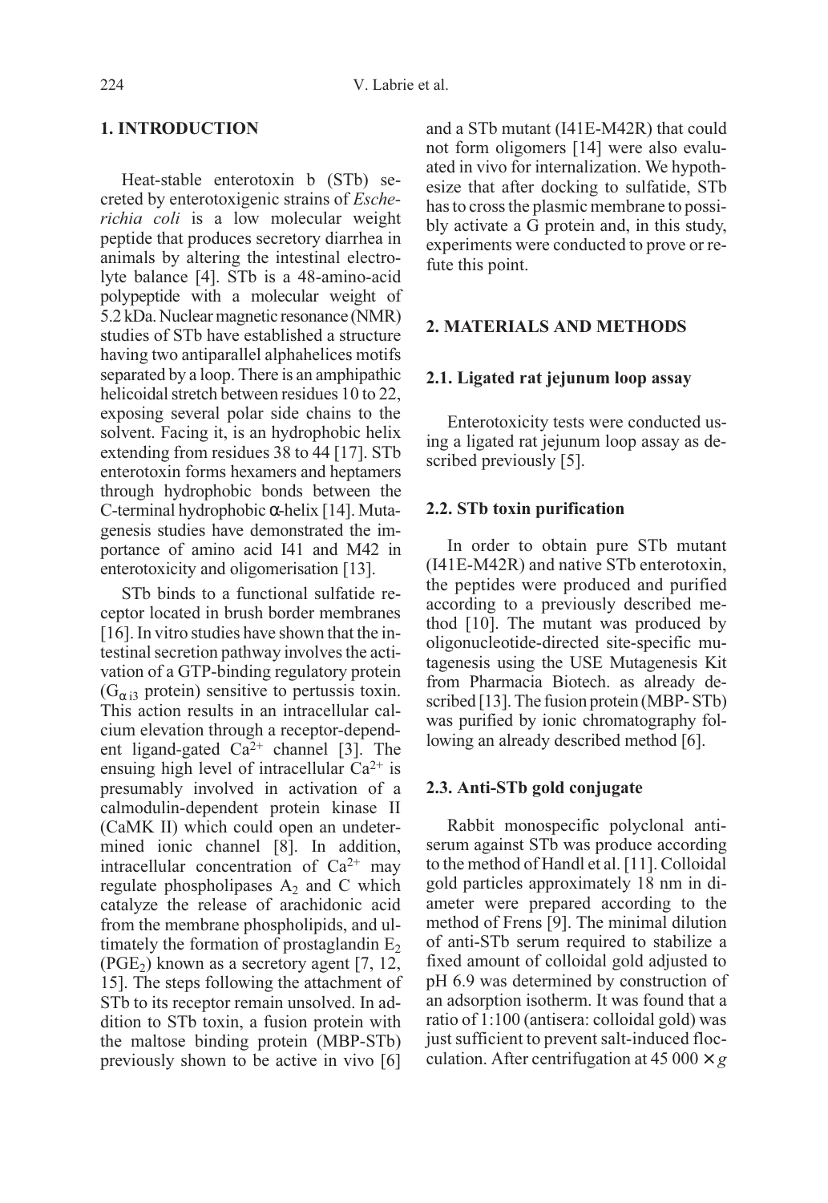## 1. INTRODUCTION

Heat-stable enterotoxin b (STb) secreted by enterotoxigenic strains of *Escherichia coli* is a low molecular weight peptide that produces secretory diarrhea in animals by altering the intestinal electrolyte balance [4]. STb is a 48-amino-acid polypeptide with a molecular weight of 5.2 kDa. Nuclear magnetic resonance (NMR) studies of STb have established a structure having two antiparallel alphahelices motifs separated by a loop. There is an amphipathic helicoidal stretch between residues 10 to 22, exposing several polar side chains to the solvent. Facing it, is an hydrophobic helix extending from residues 38 to 44 [17]. STb enterotoxin forms hexamers and heptamers through hydrophobic bonds between the C-terminal hydrophobic α-helix [14]. Mutagenesis studies have demonstrated the importance of amino acid I41 and M42 in enterotoxicity and oligomerisation [13].

STb binds to a functional sulfatide receptor located in brush border membranes [16]. In vitro studies have shown that the intestinal secretion pathway involves the activation of a GTP-binding regulatory protein ($G_{\alpha i3}$ protein) sensitive to pertussis toxin. This action results in an intracellular calcium elevation through a receptor-dependent ligand-gated $Ca^{2+}$ channel [3]. The ensuing high level of intracellular $Ca^{2+}$ is presumably involved in activation of a calmodulin-dependent protein kinase II (CaMK II) which could open an undetermined ionic channel [8]. In addition, intracellular concentration of $Ca^{2+}$ may regulate phospholipases $A_2$ and C which catalyze the release of arachidonic acid from the membrane phospholipids, and ultimately the formation of prostaglandin $E_2$ ($PGE_2$) known as a secretory agent [7, 12, 15]. The steps following the attachment of STb to its receptor remain unsolved. In addition to STb toxin, a fusion protein with the maltose binding protein (MBP-STb) previously shown to be active in vivo [6] and a STb mutant (I41E-M42R) that could not form oligomers [14] were also evaluated in vivo for internalization. We hypothesize that after docking to sulfatide, STb has to cross the plasmic membrane to possibly activate a G protein and, in this study, experiments were conducted to prove or refute this point.

## 2. MATERIALS AND METHODS

### 2.1. Ligated rat jejunum loop assay

Enterotoxicity tests were conducted using a ligated rat jejunum loop assay as described previously [5].

### 2.2. STb toxin purification

In order to obtain pure STb mutant (I41E-M42R) and native STb enterotoxin, the peptides were produced and purified according to a previously described method [10]. The mutant was produced by oligonucleotide-directed site-specific mutagenesis using the USE Mutagenesis Kit from Pharmacia Biotech. as already described [13]. The fusion protein (MBP- STb) was purified by ionic chromatography following an already described method [6].

### 2.3. Anti-STb gold conjugate

Rabbit monospecific polyclonal antiserum against STb was produce according to the method of Handl et al. [11]. Colloidal gold particles approximately 18 nm in diameter were prepared according to the method of Frens [9]. The minimal dilution of anti-STb serum required to stabilize a fixed amount of colloidal gold adjusted to pH 6.9 was determined by construction of an adsorption isotherm. It was found that a ratio of 1:100 (antisera: colloidal gold) was just sufficient to prevent salt-induced flocculation. After centrifugation at 45 000 × *g*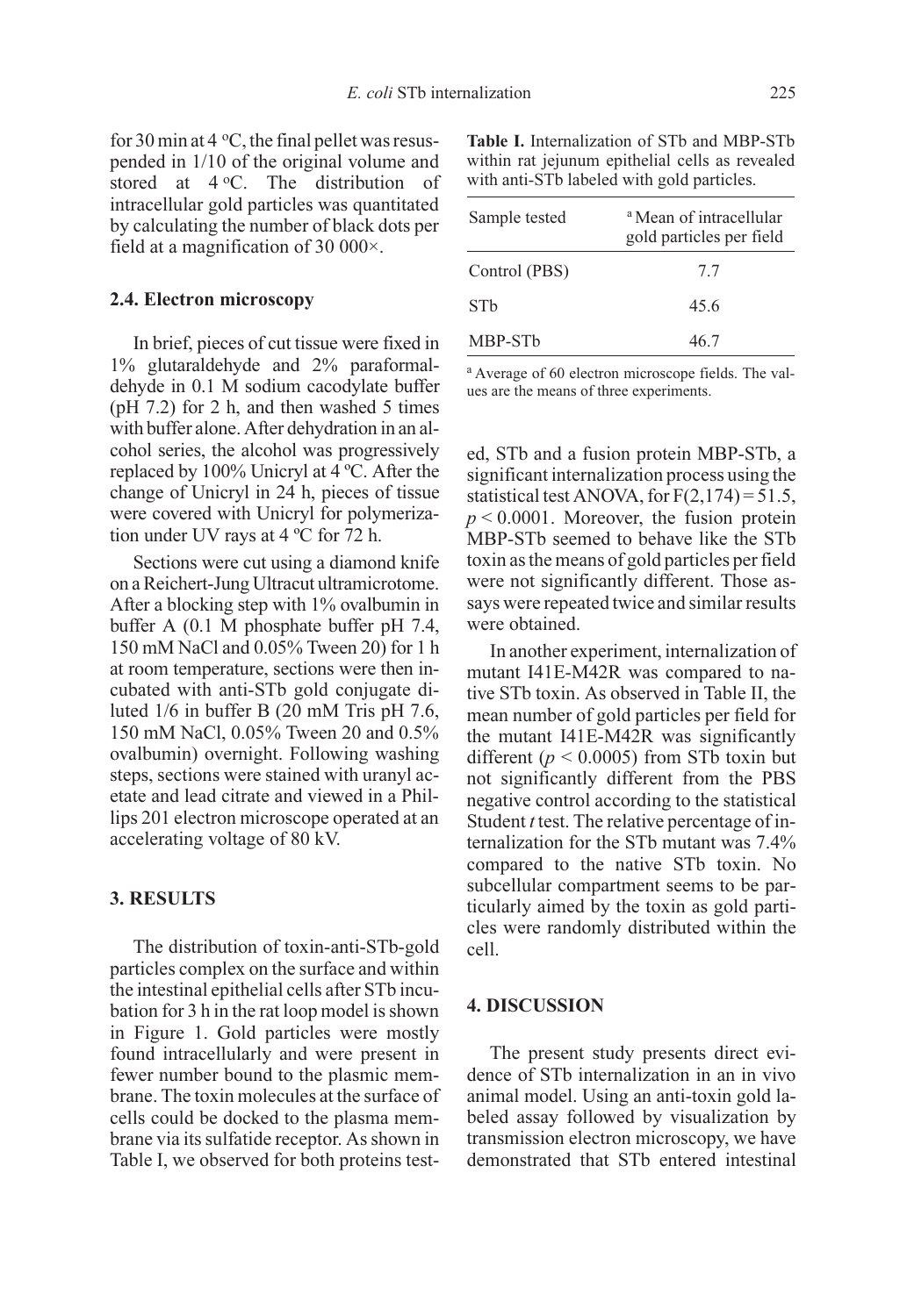for 30 min at 4 °C, the final pellet was resuspended in 1/10 of the original volume and stored at 4 °C. The distribution of intracellular gold particles was quantitated by calculating the number of black dots per field at a magnification of 30 000×.

### 2.4. Electron microscopy

In brief, pieces of cut tissue were fixed in 1% glutaraldehyde and 2% paraformaldehyde in 0.1 M sodium cacodylate buffer (pH 7.2) for 2 h, and then washed 5 times with buffer alone. After dehydration in an alcohol series, the alcohol was progressively replaced by 100% Unicryl at 4 ºC. After the change of Unicryl in 24 h, pieces of tissue were covered with Unicryl for polymerization under UV rays at 4 ºC for 72 h.

Sections were cut using a diamond knife on a Reichert-Jung Ultracut ultramicrotome. After a blocking step with 1% ovalbumin in buffer A (0.1 M phosphate buffer pH 7.4, 150 mM NaCl and 0.05% Tween 20) for 1 h at room temperature, sections were then incubated with anti-STb gold conjugate diluted 1/6 in buffer B (20 mM Tris pH 7.6, 150 mM NaCl, 0.05% Tween 20 and 0.5% ovalbumin) overnight. Following washing steps, sections were stained with uranyl acetate and lead citrate and viewed in a Phillips 201 electron microscope operated at an accelerating voltage of 80 kV.

## 3. RESULTS

The distribution of toxin-anti-STb-gold particles complex on the surface and within the intestinal epithelial cells after STb incubation for 3 h in the rat loop model is shown in Figure 1. Gold particles were mostly found intracellularly and were present in fewer number bound to the plasmic membrane. The toxin molecules at the surface of cells could be docked to the plasma membrane via its sulfatide receptor. As shown in Table I, we observed for both proteins tested, STb and a fusion protein MBP-STb, a significant internalization process using the statistical test ANOVA, for $F(2,174) = 51.5$, $p < 0.0001$. Moreover, the fusion protein MBP-STb seemed to behave like the STb toxin as the means of gold particles per field were not significantly different. Those assays were repeated twice and similar results were obtained.

**Table I.** Internalization of STb and MBP-STb within rat jejunum epithelial cells as revealed with anti-STb labeled with gold particles.

| Sample tested | [a] Mean of intracellular gold particles per field |
|---|---|
| Control (PBS) | 7.7 |
| STb | 45.6 |
| MBP-STb | 46.7 |

[a] Average of 60 electron microscope fields. The values are the means of three experiments.

In another experiment, internalization of mutant I41E-M42R was compared to native STb toxin. As observed in Table II, the mean number of gold particles per field for the mutant I41E-M42R was significantly different ($p < 0.0005$) from STb toxin but not significantly different from the PBS negative control according to the statistical Student *t* test. The relative percentage of internalization for the STb mutant was 7.4% compared to the native STb toxin. No subcellular compartment seems to be particularly aimed by the toxin as gold particles were randomly distributed within the cell.

## 4. DISCUSSION

The present study presents direct evidence of STb internalization in an in vivo animal model. Using an anti-toxin gold labeled assay followed by visualization by transmission electron microscopy, we have demonstrated that STb entered intestinal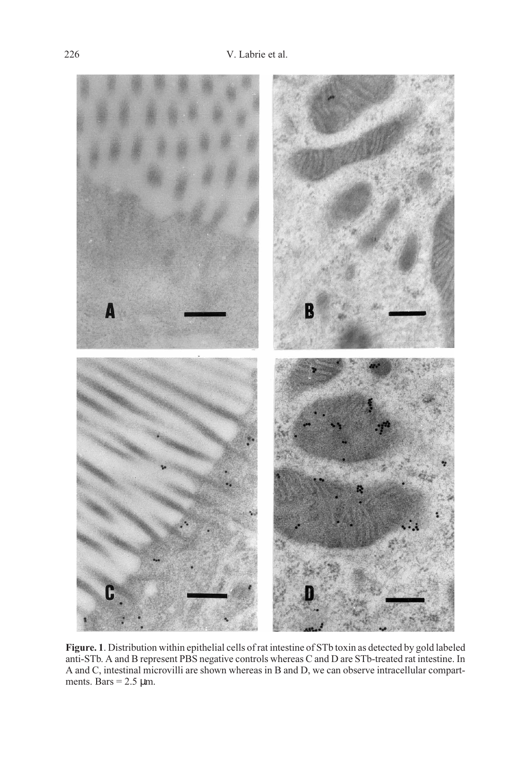**Figure. 1**. Distribution within epithelial cells of rat intestine of STb toxin as detected by gold labeled anti-STb. A and B represent PBS negative controls whereas C and D are STb-treated rat intestine. In A and C, intestinal microvilli are shown whereas in B and D, we can observe intracellular compartments. Bars = 2.5 μm.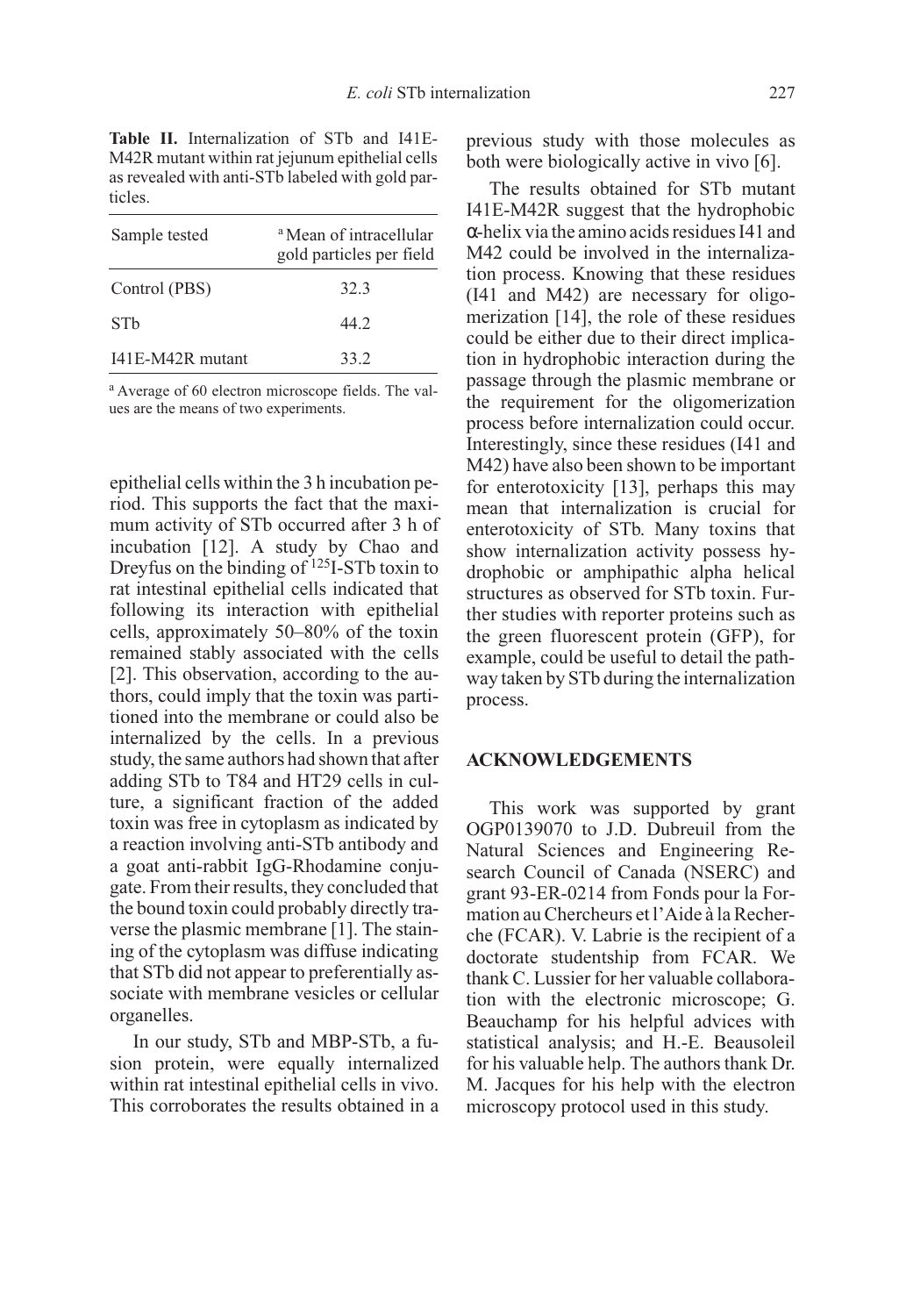**Table II.** Internalization of STb and I41E-M42R mutant within rat jejunum epithelial cells as revealed with anti-STb labeled with gold particles.

| Sample tested | [a] Mean of intracellular gold particles per field |
|---|---|
| Control (PBS) | 32.3 |
| STb | 44.2 |
| I41E-M42R mutant | 33.2 |

[a] Average of 60 electron microscope fields. The values are the means of two experiments.

epithelial cells within the 3 h incubation period. This supports the fact that the maximum activity of STb occurred after 3 h of incubation [12]. A study by Chao and Dreyfus on the binding of $^{125}$I-STb toxin to rat intestinal epithelial cells indicated that following its interaction with epithelial cells, approximately 50–80% of the toxin remained stably associated with the cells [2]. This observation, according to the authors, could imply that the toxin was partitioned into the membrane or could also be internalized by the cells. In a previous study, the same authors had shown that after adding STb to T84 and HT29 cells in culture, a significant fraction of the added toxin was free in cytoplasm as indicated by a reaction involving anti-STb antibody and a goat anti-rabbit IgG-Rhodamine conjugate. From their results, they concluded that the bound toxin could probably directly traverse the plasmic membrane [1]. The staining of the cytoplasm was diffuse indicating that STb did not appear to preferentially associate with membrane vesicles or cellular organelles.

In our study, STb and MBP-STb, a fusion protein, were equally internalized within rat intestinal epithelial cells in vivo. This corroborates the results obtained in a previous study with those molecules as both were biologically active in vivo [6].

The results obtained for STb mutant I41E-M42R suggest that the hydrophobic α-helix via the amino acids residues I41 and M42 could be involved in the internalization process. Knowing that these residues (I41 and M42) are necessary for oligomerization [14], the role of these residues could be either due to their direct implication in hydrophobic interaction during the passage through the plasmic membrane or the requirement for the oligomerization process before internalization could occur. Interestingly, since these residues (I41 and M42) have also been shown to be important for enterotoxicity [13], perhaps this may mean that internalization is crucial for enterotoxicity of STb. Many toxins that show internalization activity possess hydrophobic or amphipathic alpha helical structures as observed for STb toxin. Further studies with reporter proteins such as the green fluorescent protein (GFP), for example, could be useful to detail the pathway taken by STb during the internalization process.

## ACKNOWLEDGEMENTS

This work was supported by grant OGP0139070 to J.D. Dubreuil from the Natural Sciences and Engineering Research Council of Canada (NSERC) and grant 93-ER-0214 from Fonds pour la Formation au Chercheurs et l'Aide à la Recherche (FCAR). V. Labrie is the recipient of a doctorate studentship from FCAR. We thank C. Lussier for her valuable collaboration with the electronic microscope; G. Beauchamp for his helpful advices with statistical analysis; and H.-E. Beausoleil for his valuable help. The authors thank Dr. M. Jacques for his help with the electron microscopy protocol used in this study.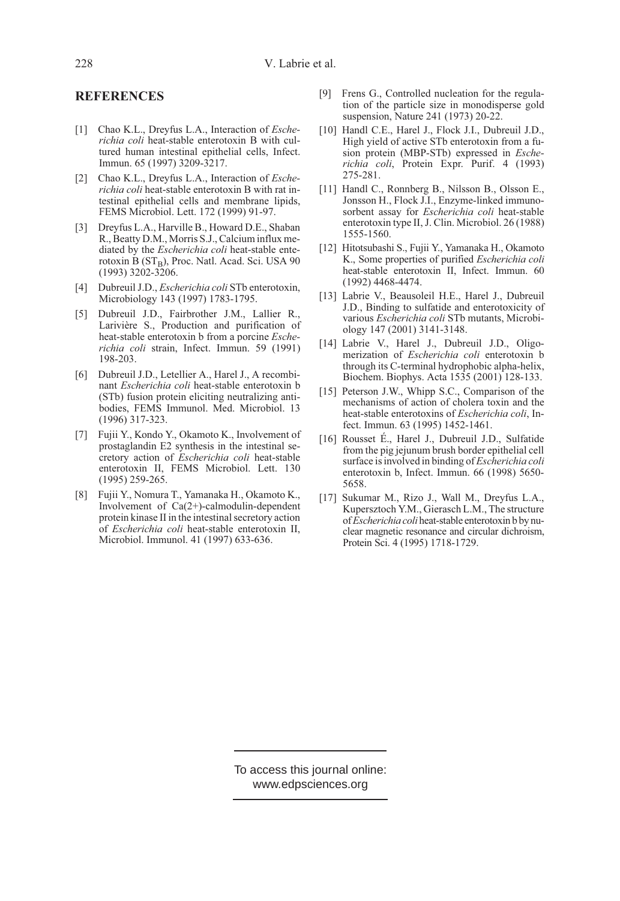## REFERENCES

[1] Chao K.L., Dreyfus L.A., Interaction of *Escherichia coli* heat-stable enterotoxin B with cultured human intestinal epithelial cells, Infect. Immun. 65 (1997) 3209-3217.

[2] Chao K.L., Dreyfus L.A., Interaction of *Escherichia coli* heat-stable enterotoxin B with rat intestinal epithelial cells and membrane lipids, FEMS Microbiol. Lett. 172 (1999) 91-97.

[3] Dreyfus L.A., Harville B., Howard D.E., Shaban R., Beatty D.M., Morris S.J., Calcium influx mediated by the *Escherichia coli* heat-stable enterotoxin B ($ST_B$), Proc. Natl. Acad. Sci. USA 90 (1993) 3202-3206.

[4] Dubreuil J.D., *Escherichia coli* STb enterotoxin, Microbiology 143 (1997) 1783-1795.

[5] Dubreuil J.D., Fairbrother J.M., Lallier R., Larivière S., Production and purification of heat-stable enterotoxin b from a porcine *Escherichia coli* strain, Infect. Immun. 59 (1991) 198-203.

[6] Dubreuil J.D., Letellier A., Harel J., A recombinant *Escherichia coli* heat-stable enterotoxin b (STb) fusion protein eliciting neutralizing antibodies, FEMS Immunol. Med. Microbiol. 13 (1996) 317-323.

[7] Fujii Y., Kondo Y., Okamoto K., Involvement of prostaglandin E2 synthesis in the intestinal secretory action of *Escherichia coli* heat-stable enterotoxin II, FEMS Microbiol. Lett. 130 (1995) 259-265.

[8] Fujii Y., Nomura T., Yamanaka H., Okamoto K., Involvement of Ca(2+)-calmodulin-dependent protein kinase II in the intestinal secretory action of *Escherichia coli* heat-stable enterotoxin II, Microbiol. Immunol. 41 (1997) 633-636.

[9] Frens G., Controlled nucleation for the regulation of the particle size in monodisperse gold suspension, Nature 241 (1973) 20-22.

[10] Handl C.E., Harel J., Flock J.I., Dubreuil J.D., High yield of active STb enterotoxin from a fusion protein (MBP-STb) expressed in *Escherichia coli*, Protein Expr. Purif. 4 (1993) 275-281.

[11] Handl C., Ronnberg B., Nilsson B., Olsson E., Jonsson H., Flock J.I., Enzyme-linked immunosorbent assay for *Escherichia coli* heat-stable enterotoxin type II, J. Clin. Microbiol. 26 (1988) 1555-1560.

[12] Hitotsubashi S., Fujii Y., Yamanaka H., Okamoto K., Some properties of purified *Escherichia coli* heat-stable enterotoxin II, Infect. Immun. 60 (1992) 4468-4474.

[13] Labrie V., Beausoleil H.E., Harel J., Dubreuil J.D., Binding to sulfatide and enterotoxicity of various *Escherichia coli* STb mutants, Microbiology 147 (2001) 3141-3148.

[14] Labrie V., Harel J., Dubreuil J.D., Oligomerization of *Escherichia coli* enterotoxin b through its C-terminal hydrophobic alpha-helix, Biochem. Biophys. Acta 1535 (2001) 128-133.

[15] Peterson J.W., Whipp S.C., Comparison of the mechanisms of action of cholera toxin and the heat-stable enterotoxins of *Escherichia coli*, Infect. Immun. 63 (1995) 1452-1461.

[16] Rousset É., Harel J., Dubreuil J.D., Sulfatide from the pig jejunum brush border epithelial cell surface is involved in binding of *Escherichia coli* enterotoxin b, Infect. Immun. 66 (1998) 5650-5658.

[17] Sukumar M., Rizo J., Wall M., Dreyfus L.A., Kupersztoch Y.M., Gierasch L.M., The structure of *Escherichia coli* heat-stable enterotoxin b by nuclear magnetic resonance and circular dichroism, Protein Sci. 4 (1995) 1718-1729.

To access this journal online:
www.edpsciences.org